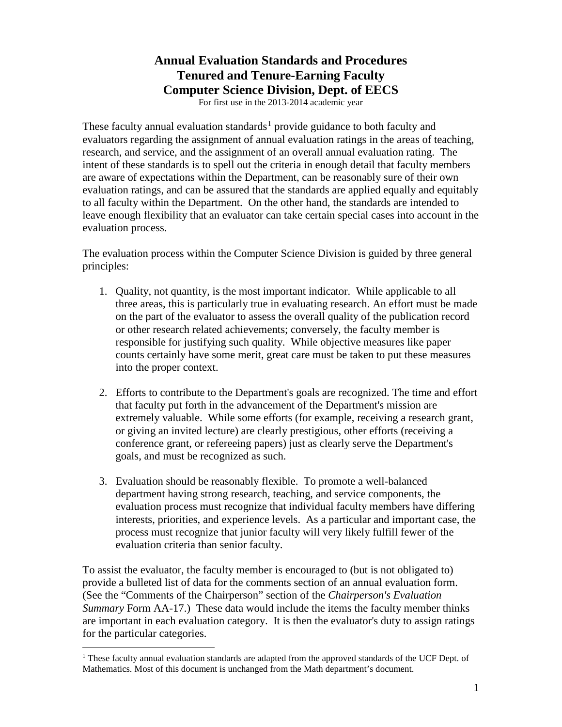# Annual Evaluation Standards and Procedures
# Tenured and Tenure-Earning Faculty
# Computer Science Division, Dept. of EECS

For first use in the 2013-2014 academic year

These faculty annual evaluation standards[1] provide guidance to both faculty and evaluators regarding the assignment of annual evaluation ratings in the areas of teaching, research, and service, and the assignment of an overall annual evaluation rating. The intent of these standards is to spell out the criteria in enough detail that faculty members are aware of expectations within the Department, can be reasonably sure of their own evaluation ratings, and can be assured that the standards are applied equally and equitably to all faculty within the Department. On the other hand, the standards are intended to leave enough flexibility that an evaluator can take certain special cases into account in the evaluation process.

The evaluation process within the Computer Science Division is guided by three general principles:

1. Quality, not quantity, is the most important indicator. While applicable to all three areas, this is particularly true in evaluating research. An effort must be made on the part of the evaluator to assess the overall quality of the publication record or other research related achievements; conversely, the faculty member is responsible for justifying such quality. While objective measures like paper counts certainly have some merit, great care must be taken to put these measures into the proper context.

2. Efforts to contribute to the Department's goals are recognized. The time and effort that faculty put forth in the advancement of the Department's mission are extremely valuable. While some efforts (for example, receiving a research grant, or giving an invited lecture) are clearly prestigious, other efforts (receiving a conference grant, or refereeing papers) just as clearly serve the Department's goals, and must be recognized as such.

3. Evaluation should be reasonably flexible. To promote a well-balanced department having strong research, teaching, and service components, the evaluation process must recognize that individual faculty members have differing interests, priorities, and experience levels. As a particular and important case, the process must recognize that junior faculty will very likely fulfill fewer of the evaluation criteria than senior faculty.

To assist the evaluator, the faculty member is encouraged to (but is not obligated to) provide a bulleted list of data for the comments section of an annual evaluation form. (See the "Comments of the Chairperson" section of the *Chairperson's Evaluation Summary* Form AA-17.) These data would include the items the faculty member thinks are important in each evaluation category. It is then the evaluator's duty to assign ratings for the particular categories.

---

[1] These faculty annual evaluation standards are adapted from the approved standards of the UCF Dept. of Mathematics. Most of this document is unchanged from the Math department's document.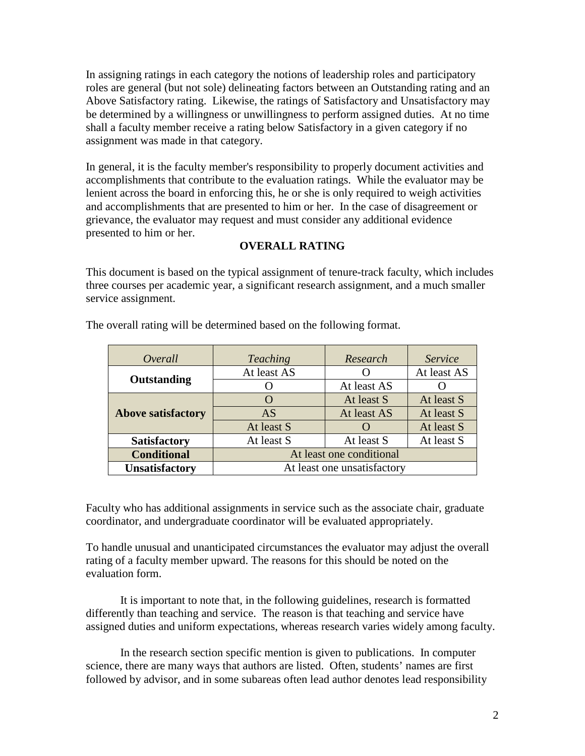In assigning ratings in each category the notions of leadership roles and participatory roles are general (but not sole) delineating factors between an Outstanding rating and an Above Satisfactory rating. Likewise, the ratings of Satisfactory and Unsatisfactory may be determined by a willingness or unwillingness to perform assigned duties. At no time shall a faculty member receive a rating below Satisfactory in a given category if no assignment was made in that category.

In general, it is the faculty member's responsibility to properly document activities and accomplishments that contribute to the evaluation ratings. While the evaluator may be lenient across the board in enforcing this, he or she is only required to weigh activities and accomplishments that are presented to him or her. In the case of disagreement or grievance, the evaluator may request and must consider any additional evidence presented to him or her.

## OVERALL RATING

This document is based on the typical assignment of tenure-track faculty, which includes three courses per academic year, a significant research assignment, and a much smaller service assignment.

The overall rating will be determined based on the following format.

| *Overall* | *Teaching* | *Research* | *Service* |
|---|---|---|---|
| **Outstanding** | At least AS | O | At least AS |
| | O | At least AS | O |
| **Above satisfactory** | O | At least S | At least S |
| | AS | At least AS | At least S |
| | At least S | O | At least S |
| **Satisfactory** | At least S | At least S | At least S |
| **Conditional** | At least one conditional | | |
| **Unsatisfactory** | At least one unsatisfactory | | |

Faculty who has additional assignments in service such as the associate chair, graduate coordinator, and undergraduate coordinator will be evaluated appropriately.

To handle unusual and unanticipated circumstances the evaluator may adjust the overall rating of a faculty member upward. The reasons for this should be noted on the evaluation form.

It is important to note that, in the following guidelines, research is formatted differently than teaching and service. The reason is that teaching and service have assigned duties and uniform expectations, whereas research varies widely among faculty.

In the research section specific mention is given to publications. In computer science, there are many ways that authors are listed. Often, students' names are first followed by advisor, and in some subareas often lead author denotes lead responsibility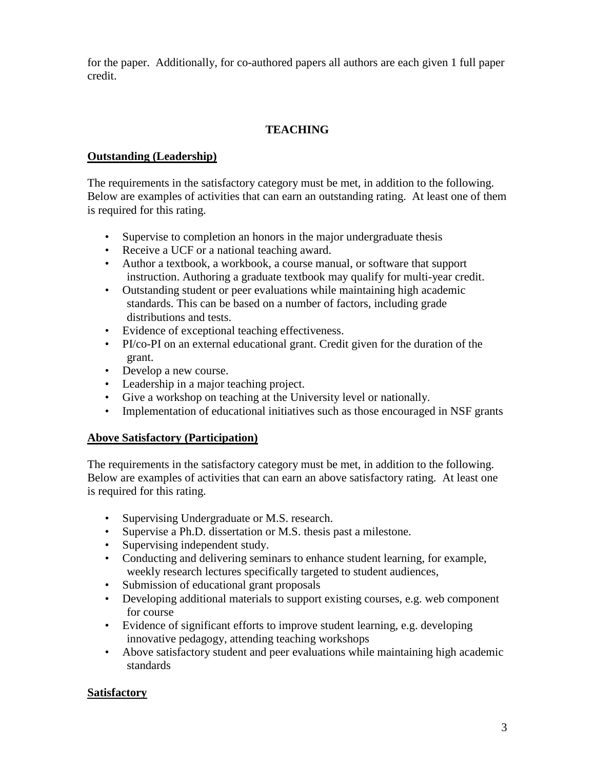for the paper. Additionally, for co-authored papers all authors are each given 1 full paper credit.

## TEACHING

### Outstanding (Leadership)

The requirements in the satisfactory category must be met, in addition to the following. Below are examples of activities that can earn an outstanding rating. At least one of them is required for this rating.

- Supervise to completion an honors in the major undergraduate thesis
- Receive a UCF or a national teaching award.
- Author a textbook, a workbook, a course manual, or software that support instruction. Authoring a graduate textbook may qualify for multi-year credit.
- Outstanding student or peer evaluations while maintaining high academic standards. This can be based on a number of factors, including grade distributions and tests.
- Evidence of exceptional teaching effectiveness.
- PI/co-PI on an external educational grant. Credit given for the duration of the grant.
- Develop a new course.
- Leadership in a major teaching project.
- Give a workshop on teaching at the University level or nationally.
- Implementation of educational initiatives such as those encouraged in NSF grants

### Above Satisfactory (Participation)

The requirements in the satisfactory category must be met, in addition to the following. Below are examples of activities that can earn an above satisfactory rating. At least one is required for this rating.

- Supervising Undergraduate or M.S. research.
- Supervise a Ph.D. dissertation or M.S. thesis past a milestone.
- Supervising independent study.
- Conducting and delivering seminars to enhance student learning, for example, weekly research lectures specifically targeted to student audiences,
- Submission of educational grant proposals
- Developing additional materials to support existing courses, e.g. web component for course
- Evidence of significant efforts to improve student learning, e.g. developing innovative pedagogy, attending teaching workshops
- Above satisfactory student and peer evaluations while maintaining high academic standards

### Satisfactory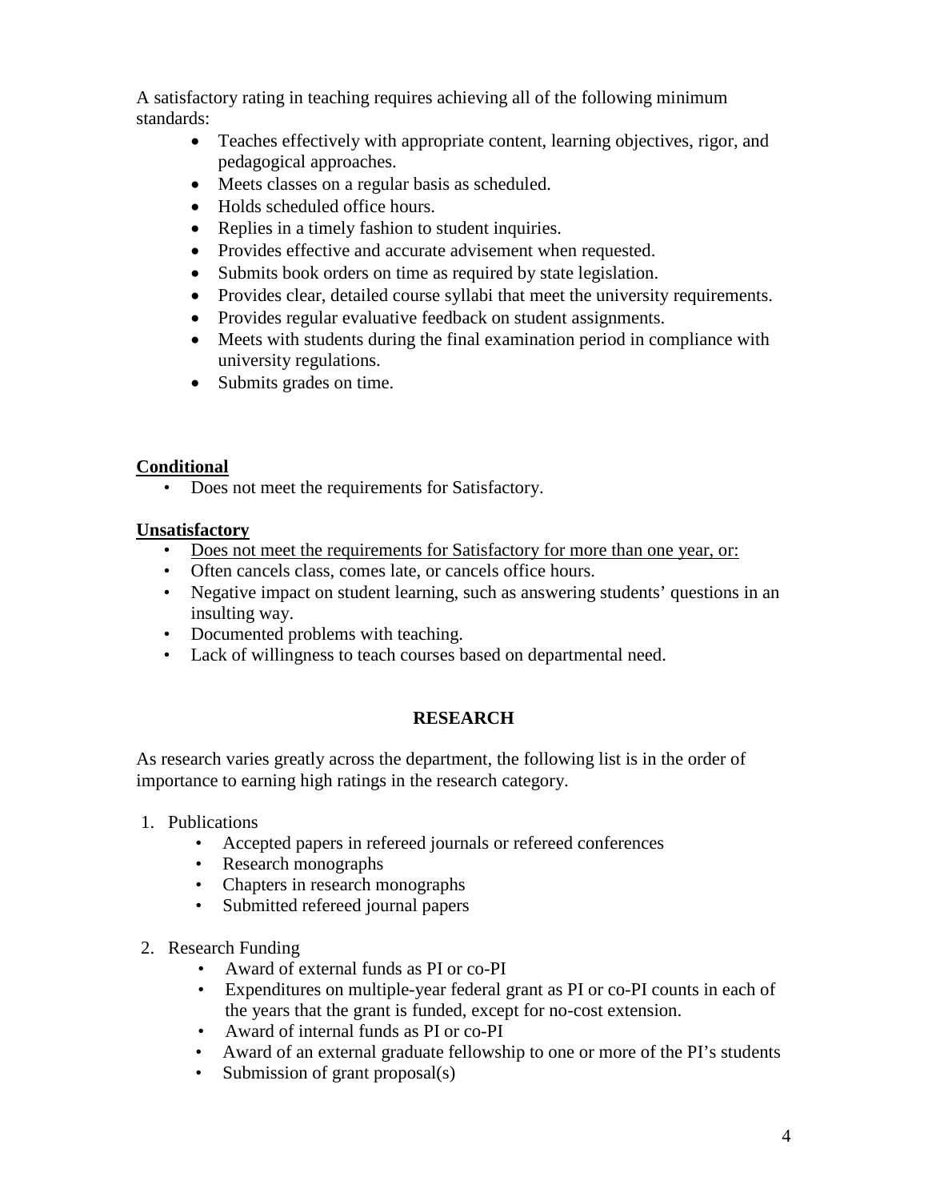A satisfactory rating in teaching requires achieving all of the following minimum standards:

- Teaches effectively with appropriate content, learning objectives, rigor, and pedagogical approaches.
- Meets classes on a regular basis as scheduled.
- Holds scheduled office hours.
- Replies in a timely fashion to student inquiries.
- Provides effective and accurate advisement when requested.
- Submits book orders on time as required by state legislation.
- Provides clear, detailed course syllabi that meet the university requirements.
- Provides regular evaluative feedback on student assignments.
- Meets with students during the final examination period in compliance with university regulations.
- Submits grades on time.

**Conditional**

- Does not meet the requirements for Satisfactory.

**Unsatisfactory**

- <u>Does not meet the requirements for Satisfactory for more than one year, or:</u>
- Often cancels class, comes late, or cancels office hours.
- Negative impact on student learning, such as answering students' questions in an insulting way.
- Documented problems with teaching.
- Lack of willingness to teach courses based on departmental need.

## RESEARCH

As research varies greatly across the department, the following list is in the order of importance to earning high ratings in the research category.

1. Publications
   - Accepted papers in refereed journals or refereed conferences
   - Research monographs
   - Chapters in research monographs
   - Submitted refereed journal papers

2. Research Funding
   - Award of external funds as PI or co-PI
   - Expenditures on multiple-year federal grant as PI or co-PI counts in each of the years that the grant is funded, except for no-cost extension.
   - Award of internal funds as PI or co-PI
   - Award of an external graduate fellowship to one or more of the PI's students
   - Submission of grant proposal(s)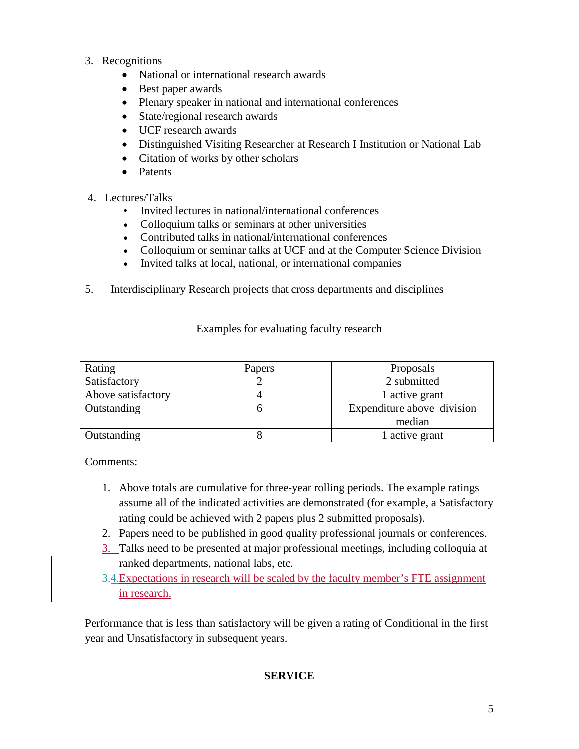3. Recognitions
    - National or international research awards
    - Best paper awards
    - Plenary speaker in national and international conferences
    - State/regional research awards
    - UCF research awards
    - Distinguished Visiting Researcher at Research I Institution or National Lab
    - Citation of works by other scholars
    - Patents

4. Lectures/Talks
    - Invited lectures in national/international conferences
    - Colloquium talks or seminars at other universities
    - Contributed talks in national/international conferences
    - Colloquium or seminar talks at UCF and at the Computer Science Division
    - Invited talks at local, national, or international companies

5. Interdisciplinary Research projects that cross departments and disciplines

Examples for evaluating faculty research

| Rating | Papers | Proposals |
|---|---|---|
| Satisfactory | 2 | 2 submitted |
| Above satisfactory | 4 | 1 active grant |
| Outstanding | 6 | Expenditure above division median |
| Outstanding | 8 | 1 active grant |

Comments:

1. Above totals are cumulative for three-year rolling periods. The example ratings assume all of the indicated activities are demonstrated (for example, a Satisfactory rating could be achieved with 2 papers plus 2 submitted proposals).
2. Papers need to be published in good quality professional journals or conferences.
3. Talks need to be presented at major professional meetings, including colloquia at ranked departments, national labs, etc.
4. Expectations in research will be scaled by the faculty member's FTE assignment in research.

Performance that is less than satisfactory will be given a rating of Conditional in the first year and Unsatisfactory in subsequent years.

**SERVICE**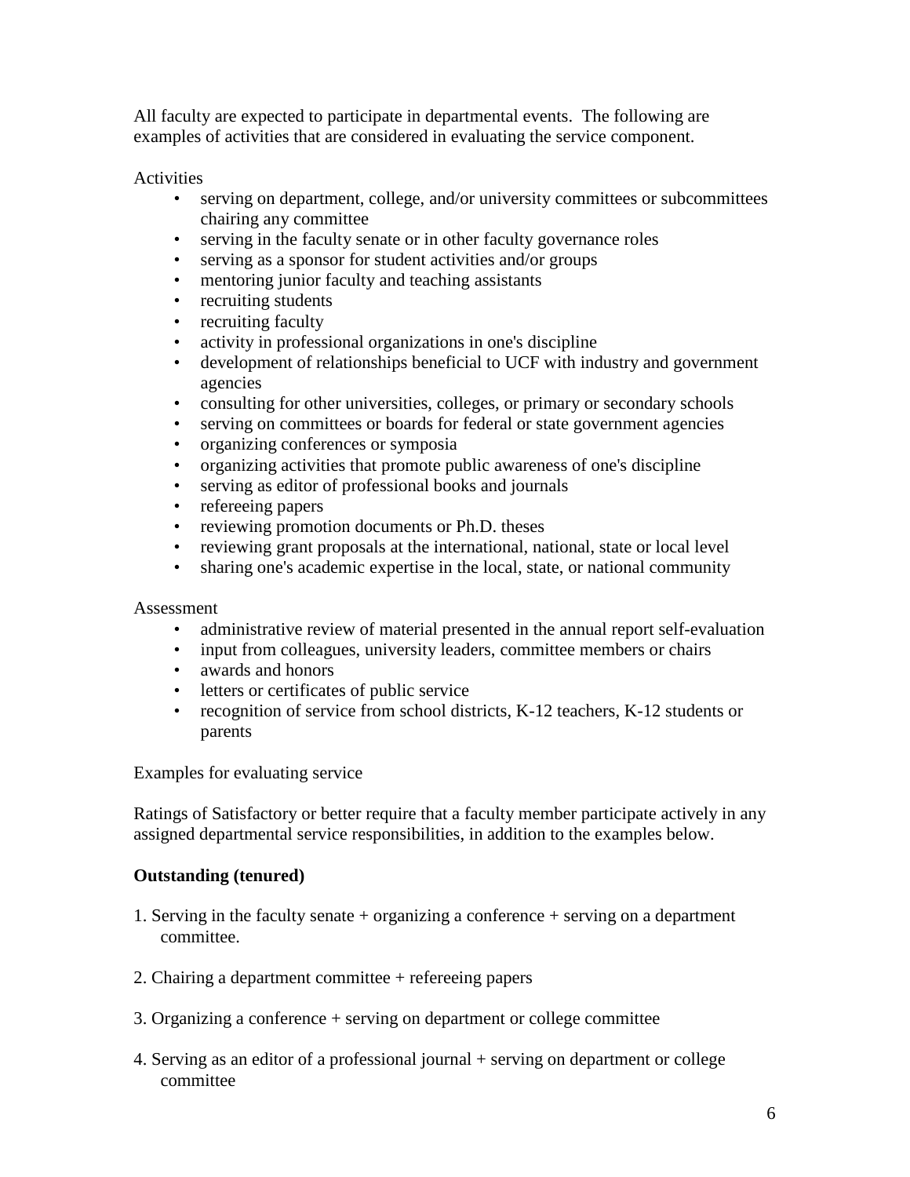All faculty are expected to participate in departmental events. The following are examples of activities that are considered in evaluating the service component.

Activities

- serving on department, college, and/or university committees or subcommittees chairing any committee
- serving in the faculty senate or in other faculty governance roles
- serving as a sponsor for student activities and/or groups
- mentoring junior faculty and teaching assistants
- recruiting students
- recruiting faculty
- activity in professional organizations in one's discipline
- development of relationships beneficial to UCF with industry and government agencies
- consulting for other universities, colleges, or primary or secondary schools
- serving on committees or boards for federal or state government agencies
- organizing conferences or symposia
- organizing activities that promote public awareness of one's discipline
- serving as editor of professional books and journals
- refereeing papers
- reviewing promotion documents or Ph.D. theses
- reviewing grant proposals at the international, national, state or local level
- sharing one's academic expertise in the local, state, or national community

Assessment

- administrative review of material presented in the annual report self-evaluation
- input from colleagues, university leaders, committee members or chairs
- awards and honors
- letters or certificates of public service
- recognition of service from school districts, K-12 teachers, K-12 students or parents

Examples for evaluating service

Ratings of Satisfactory or better require that a faculty member participate actively in any assigned departmental service responsibilities, in addition to the examples below.

**Outstanding (tenured)**

1. Serving in the faculty senate + organizing a conference + serving on a department committee.

2. Chairing a department committee + refereeing papers

3. Organizing a conference + serving on department or college committee

4. Serving as an editor of a professional journal + serving on department or college committee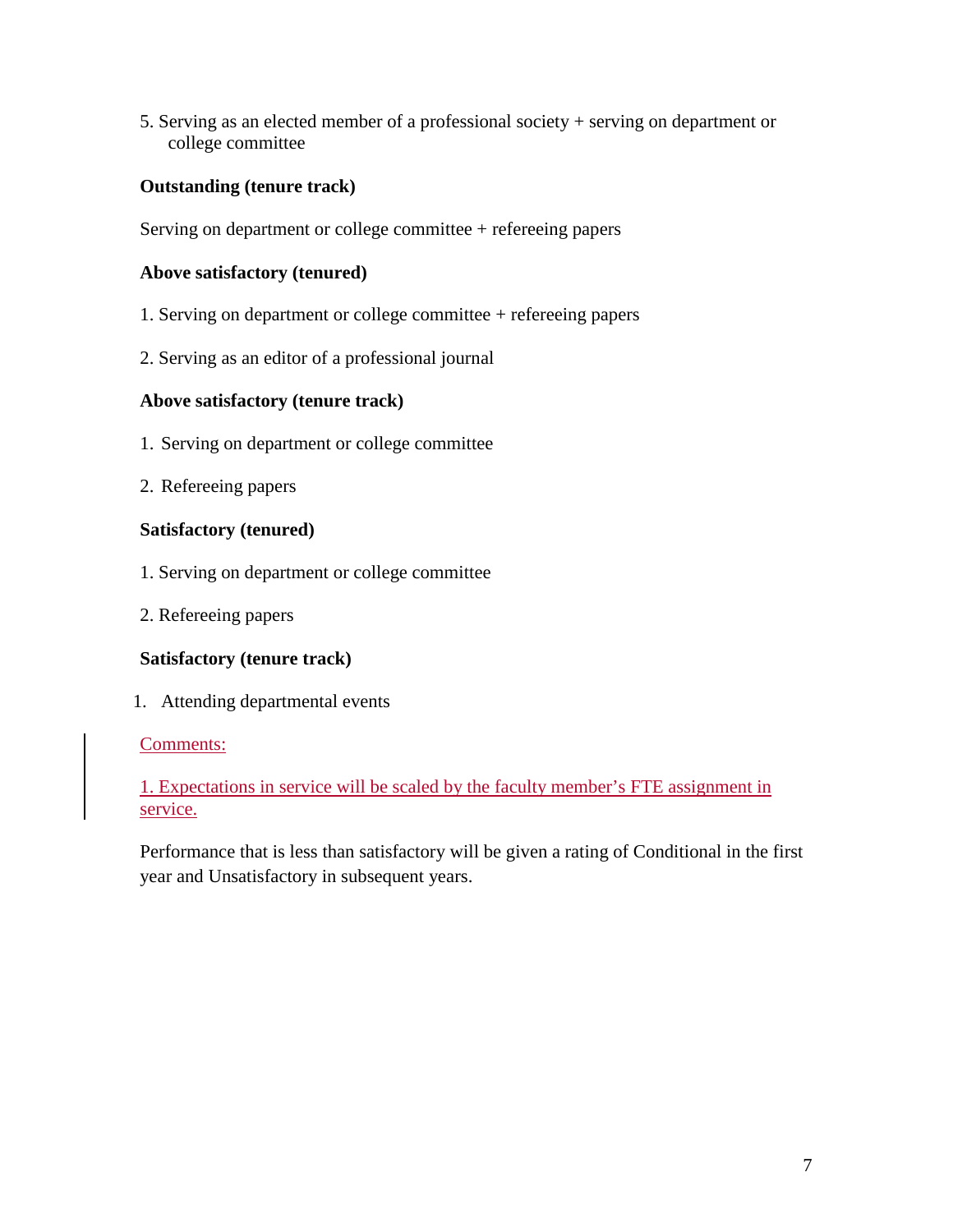5. Serving as an elected member of a professional society + serving on department or college committee

**Outstanding (tenure track)**

Serving on department or college committee + refereeing papers

**Above satisfactory (tenured)**

1. Serving on department or college committee + refereeing papers

2. Serving as an editor of a professional journal

**Above satisfactory (tenure track)**

1. Serving on department or college committee

2. Refereeing papers

**Satisfactory (tenured)**

1. Serving on department or college committee

2. Refereeing papers

**Satisfactory (tenure track)**

1. Attending departmental events

Comments:

1. Expectations in service will be scaled by the faculty member's FTE assignment in service.

Performance that is less than satisfactory will be given a rating of Conditional in the first year and Unsatisfactory in subsequent years.